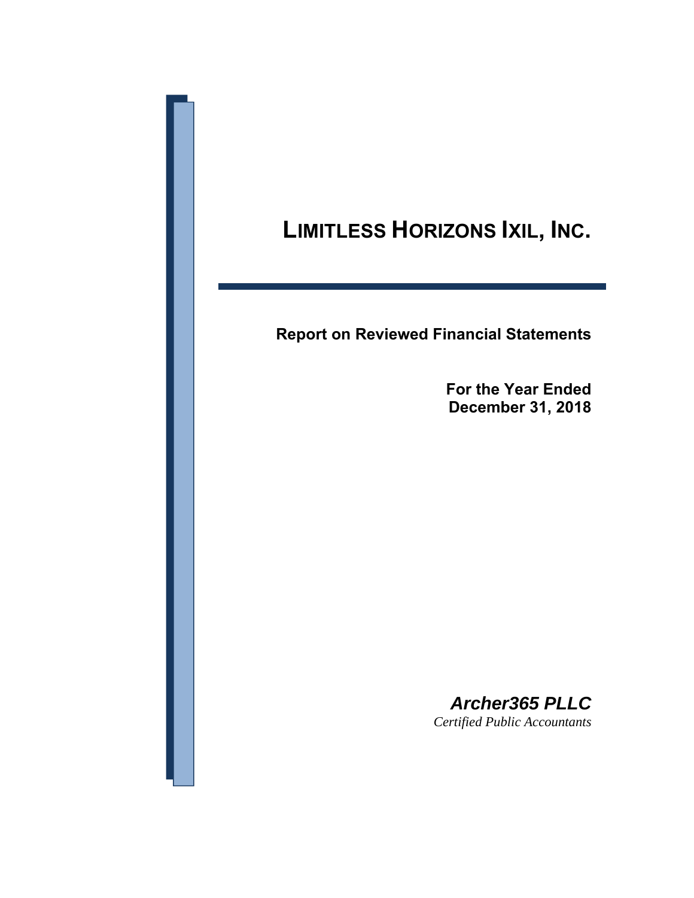# LIMITLESS HORIZONS IXIL, INC.

**Report on Reviewed Financial Statements**

**For the Year Ended**
**December 31, 2018**

***Archer365 PLLC***
*Certified Public Accountants*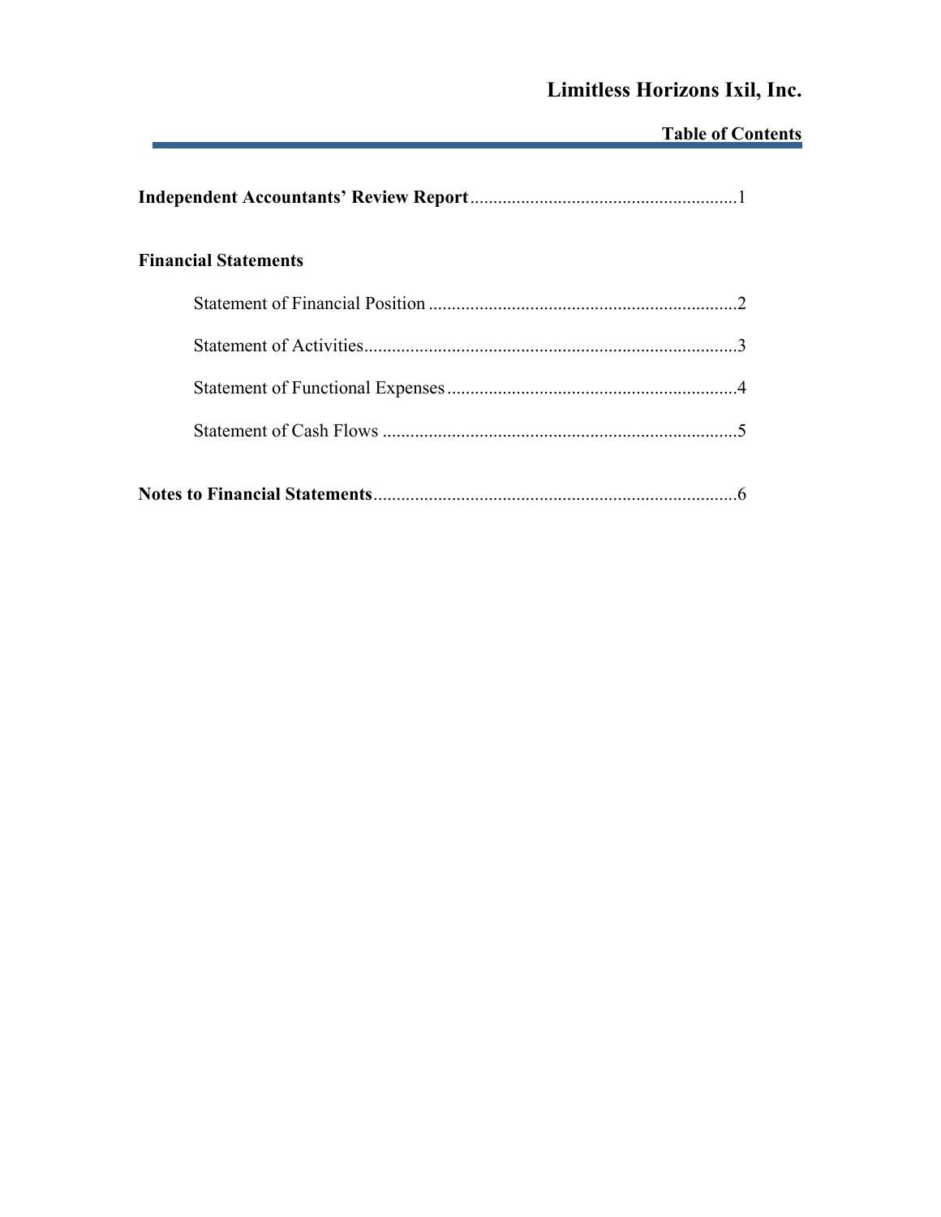# Limitless Horizons Ixil, Inc.

## Table of Contents

**Independent Accountants' Review Report** .......... 1

**Financial Statements**

- Statement of Financial Position .......... 2
- Statement of Activities .......... 3
- Statement of Functional Expenses .......... 4
- Statement of Cash Flows .......... 5

**Notes to Financial Statements** .......... 6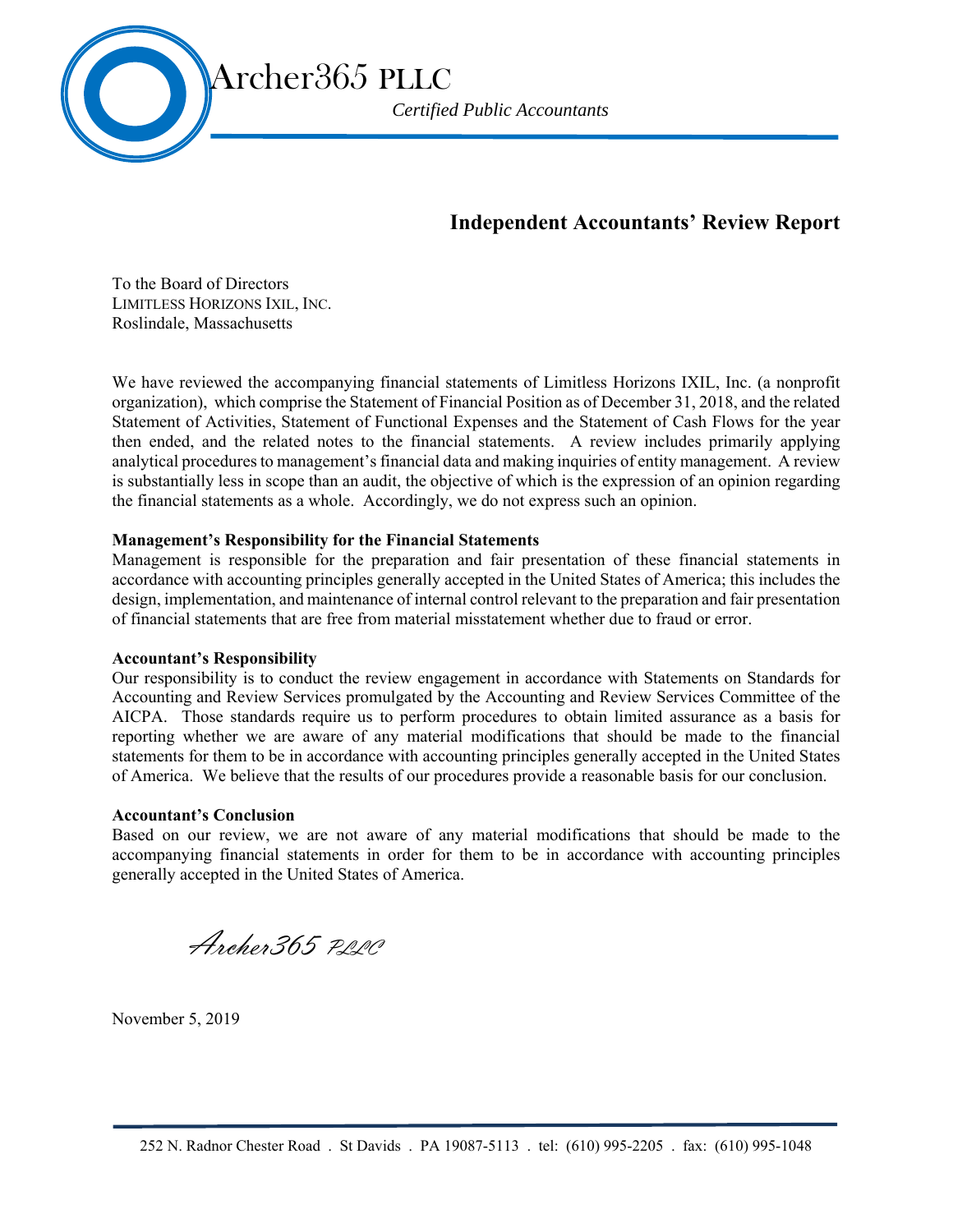Archer365 PLLC

*Certified Public Accountants*

## Independent Accountants' Review Report

To the Board of Directors
LIMITLESS HORIZONS IXIL, INC.
Roslindale, Massachusetts

We have reviewed the accompanying financial statements of Limitless Horizons IXIL, Inc. (a nonprofit organization), which comprise the Statement of Financial Position as of December 31, 2018, and the related Statement of Activities, Statement of Functional Expenses and the Statement of Cash Flows for the year then ended, and the related notes to the financial statements. A review includes primarily applying analytical procedures to management's financial data and making inquiries of entity management. A review is substantially less in scope than an audit, the objective of which is the expression of an opinion regarding the financial statements as a whole. Accordingly, we do not express such an opinion.

**Management's Responsibility for the Financial Statements**

Management is responsible for the preparation and fair presentation of these financial statements in accordance with accounting principles generally accepted in the United States of America; this includes the design, implementation, and maintenance of internal control relevant to the preparation and fair presentation of financial statements that are free from material misstatement whether due to fraud or error.

**Accountant's Responsibility**

Our responsibility is to conduct the review engagement in accordance with Statements on Standards for Accounting and Review Services promulgated by the Accounting and Review Services Committee of the AICPA. Those standards require us to perform procedures to obtain limited assurance as a basis for reporting whether we are aware of any material modifications that should be made to the financial statements for them to be in accordance with accounting principles generally accepted in the United States of America. We believe that the results of our procedures provide a reasonable basis for our conclusion.

**Accountant's Conclusion**

Based on our review, we are not aware of any material modifications that should be made to the accompanying financial statements in order for them to be in accordance with accounting principles generally accepted in the United States of America.

*Archer365 PLLC*

November 5, 2019

252 N. Radnor Chester Road . St Davids . PA 19087-5113 . tel: (610) 995-2205 . fax: (610) 995-1048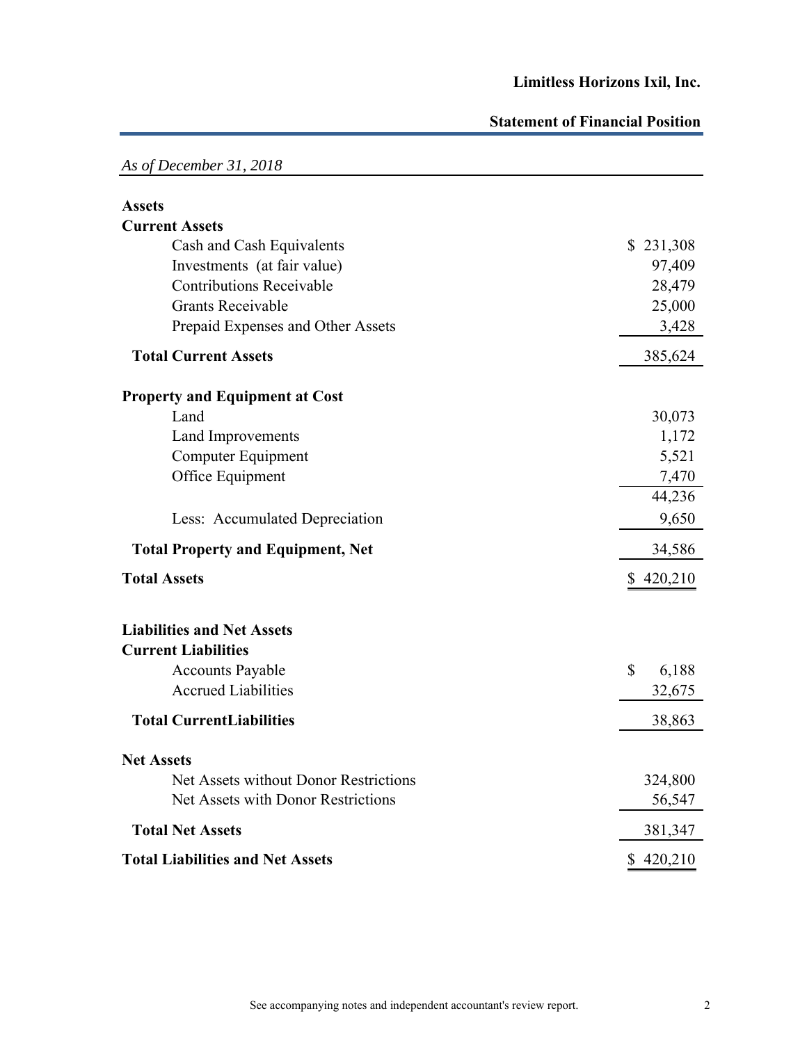# Limitless Horizons Ixil, Inc.

## Statement of Financial Position

*As of December 31, 2018*

| | |
|---|---|
| **Assets** | |
| **Current Assets** | |
| Cash and Cash Equivalents | $ 231,308 |
| Investments (at fair value) | 97,409 |
| Contributions Receivable | 28,479 |
| Grants Receivable | 25,000 |
| Prepaid Expenses and Other Assets | 3,428 |
| **Total Current Assets** | 385,624 |
| **Property and Equipment at Cost** | |
| Land | 30,073 |
| Land Improvements | 1,172 |
| Computer Equipment | 5,521 |
| Office Equipment | 7,470 |
| | 44,236 |
| Less: Accumulated Depreciation | 9,650 |
| **Total Property and Equipment, Net** | 34,586 |
| **Total Assets** | $ 420,210 |
| **Liabilities and Net Assets** | |
| **Current Liabilities** | |
| Accounts Payable | $ 6,188 |
| Accrued Liabilities | 32,675 |
| **Total CurrentLiabilities** | 38,863 |
| **Net Assets** | |
| Net Assets without Donor Restrictions | 324,800 |
| Net Assets with Donor Restrictions | 56,547 |
| **Total Net Assets** | 381,347 |
| **Total Liabilities and Net Assets** | $ 420,210 |

See accompanying notes and independent accountant's review report.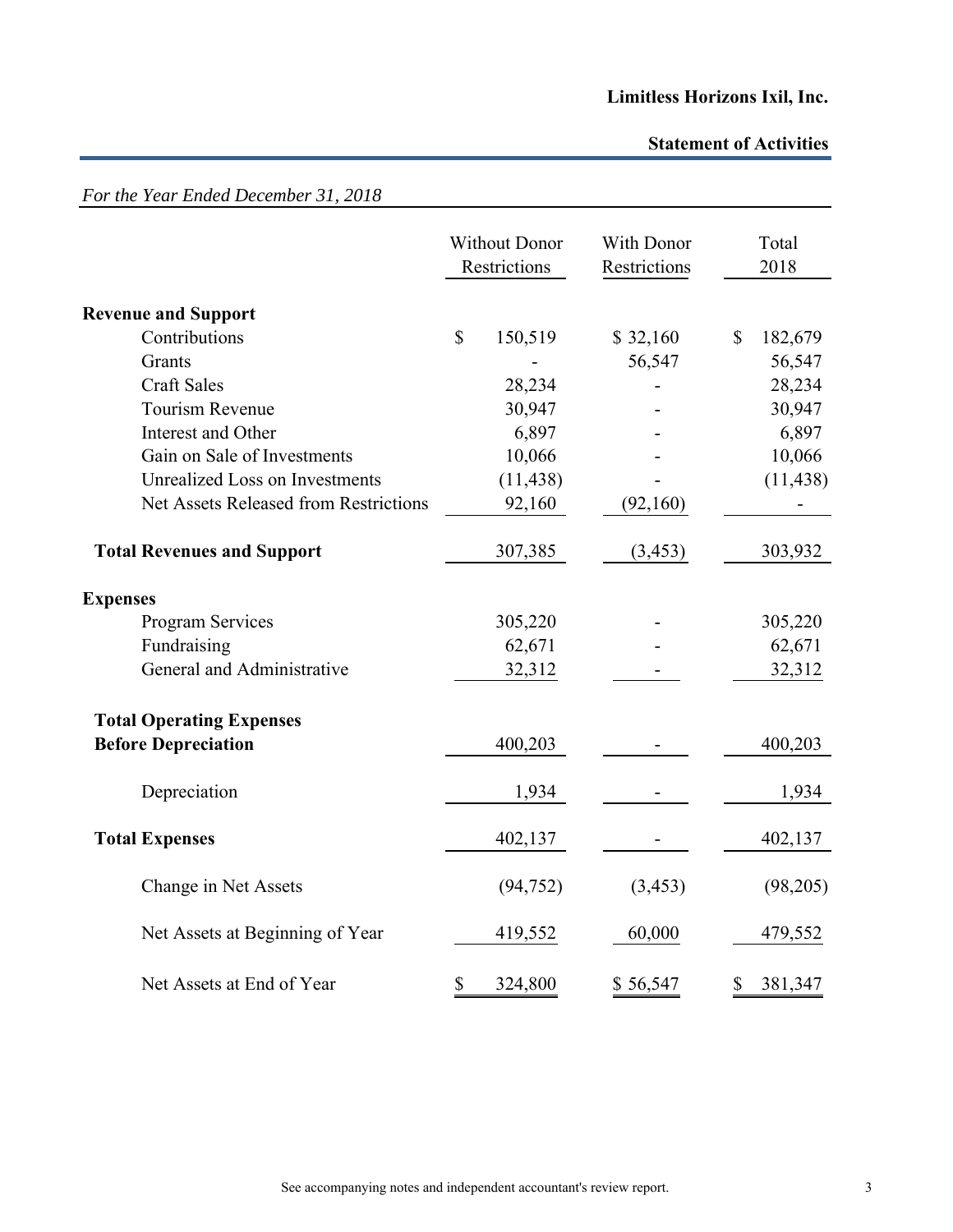**Limitless Horizons Ixil, Inc.**

**Statement of Activities**

*For the Year Ended December 31, 2018*

| | Without Donor Restrictions | With Donor Restrictions | Total 2018 |
|---|---|---|---|
| **Revenue and Support** | | | |
| Contributions | $ 150,519 | $ 32,160 | $ 182,679 |
| Grants | - | 56,547 | 56,547 |
| Craft Sales | 28,234 | - | 28,234 |
| Tourism Revenue | 30,947 | - | 30,947 |
| Interest and Other | 6,897 | - | 6,897 |
| Gain on Sale of Investments | 10,066 | - | 10,066 |
| Unrealized Loss on Investments | (11,438) | - | (11,438) |
| Net Assets Released from Restrictions | 92,160 | (92,160) | - |
| **Total Revenues and Support** | 307,385 | (3,453) | 303,932 |
| **Expenses** | | | |
| Program Services | 305,220 | - | 305,220 |
| Fundraising | 62,671 | - | 62,671 |
| General and Administrative | 32,312 | - | 32,312 |
| **Total Operating Expenses Before Depreciation** | 400,203 | - | 400,203 |
| Depreciation | 1,934 | - | 1,934 |
| **Total Expenses** | 402,137 | - | 402,137 |
| Change in Net Assets | (94,752) | (3,453) | (98,205) |
| Net Assets at Beginning of Year | 419,552 | 60,000 | 479,552 |
| Net Assets at End of Year | $ 324,800 | $ 56,547 | $ 381,347 |

See accompanying notes and independent accountant's review report.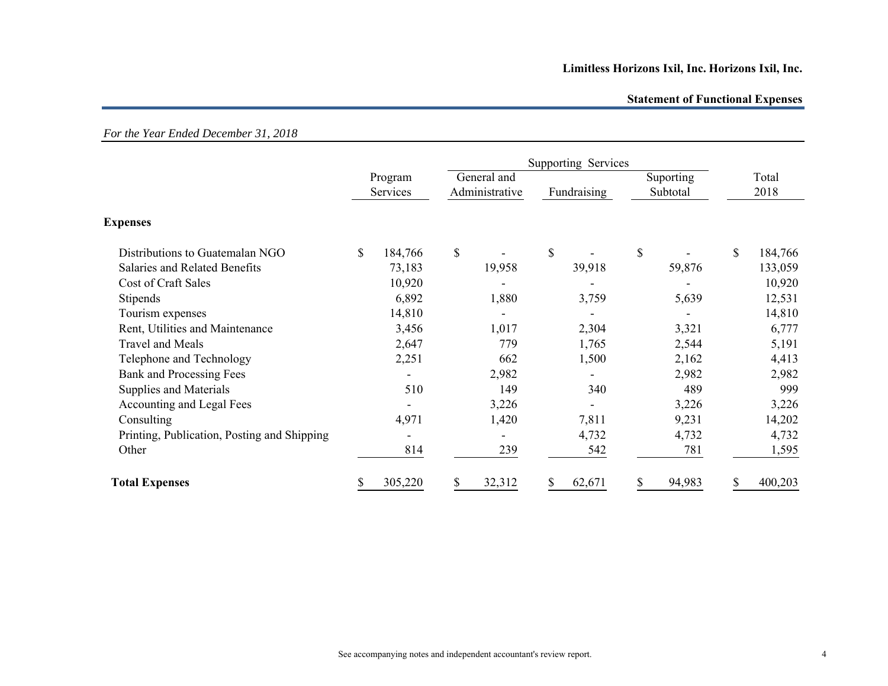**Limitless Horizons Ixil, Inc. Horizons Ixil, Inc.**

**Statement of Functional Expenses**

*For the Year Ended December 31, 2018*

| | Program Services | Supporting Services | | | Total 2018 |
|---|---|---|---|---|---|
| | | General and Administrative | Fundraising | Suporting Subtotal | |
| **Expenses** | | | | | |
| Distributions to Guatemalan NGO | $ 184,766 | $ - | $ - | $ - | $ 184,766 |
| Salaries and Related Benefits | 73,183 | 19,958 | 39,918 | 59,876 | 133,059 |
| Cost of Craft Sales | 10,920 | - | - | - | 10,920 |
| Stipends | 6,892 | 1,880 | 3,759 | 5,639 | 12,531 |
| Tourism expenses | 14,810 | - | - | - | 14,810 |
| Rent, Utilities and Maintenance | 3,456 | 1,017 | 2,304 | 3,321 | 6,777 |
| Travel and Meals | 2,647 | 779 | 1,765 | 2,544 | 5,191 |
| Telephone and Technology | 2,251 | 662 | 1,500 | 2,162 | 4,413 |
| Bank and Processing Fees | - | 2,982 | - | 2,982 | 2,982 |
| Supplies and Materials | 510 | 149 | 340 | 489 | 999 |
| Accounting and Legal Fees | - | 3,226 | - | 3,226 | 3,226 |
| Consulting | 4,971 | 1,420 | 7,811 | 9,231 | 14,202 |
| Printing, Publication, Posting and Shipping | - | - | 4,732 | 4,732 | 4,732 |
| Other | 814 | 239 | 542 | 781 | 1,595 |
| **Total Expenses** | $ 305,220 | $ 32,312 | $ 62,671 | $ 94,983 | $ 400,203 |

See accompanying notes and independent accountant's review report.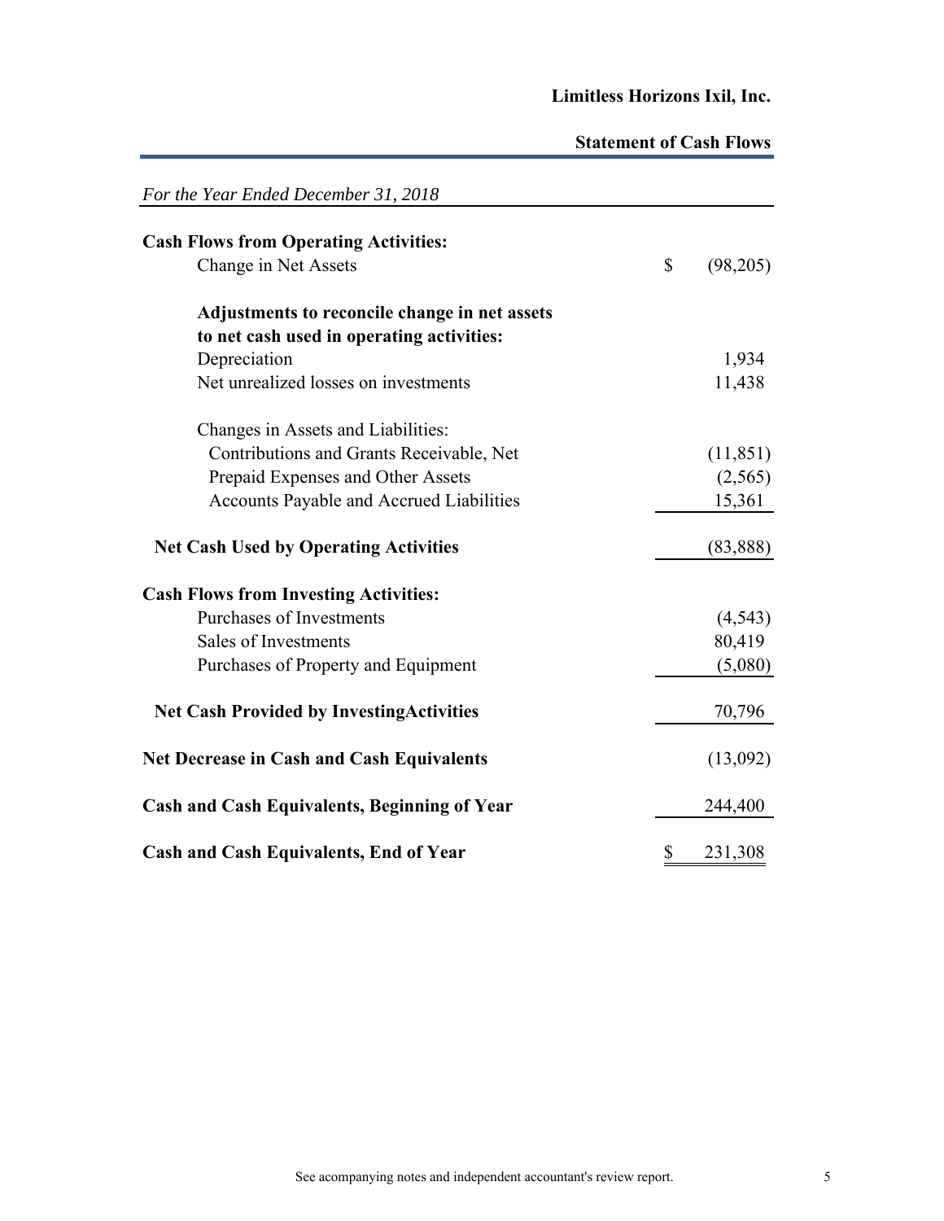**Limitless Horizons Ixil, Inc.**

**Statement of Cash Flows**

*For the Year Ended December 31, 2018*

| | |
|---|---|
| **Cash Flows from Operating Activities:** | |
| Change in Net Assets | $ (98,205) |
| **Adjustments to reconcile change in net assets to net cash used in operating activities:** | |
| Depreciation | 1,934 |
| Net unrealized losses on investments | 11,438 |
| Changes in Assets and Liabilities: | |
| Contributions and Grants Receivable, Net | (11,851) |
| Prepaid Expenses and Other Assets | (2,565) |
| Accounts Payable and Accrued Liabilities | 15,361 |
| **Net Cash Used by Operating Activities** | (83,888) |
| **Cash Flows from Investing Activities:** | |
| Purchases of Investments | (4,543) |
| Sales of Investments | 80,419 |
| Purchases of Property and Equipment | (5,080) |
| **Net Cash Provided by InvestingActivities** | 70,796 |
| **Net Decrease in Cash and Cash Equivalents** | (13,092) |
| **Cash and Cash Equivalents, Beginning of Year** | 244,400 |
| **Cash and Cash Equivalents, End of Year** | $ 231,308 |

See acompanying notes and independent accountant's review report.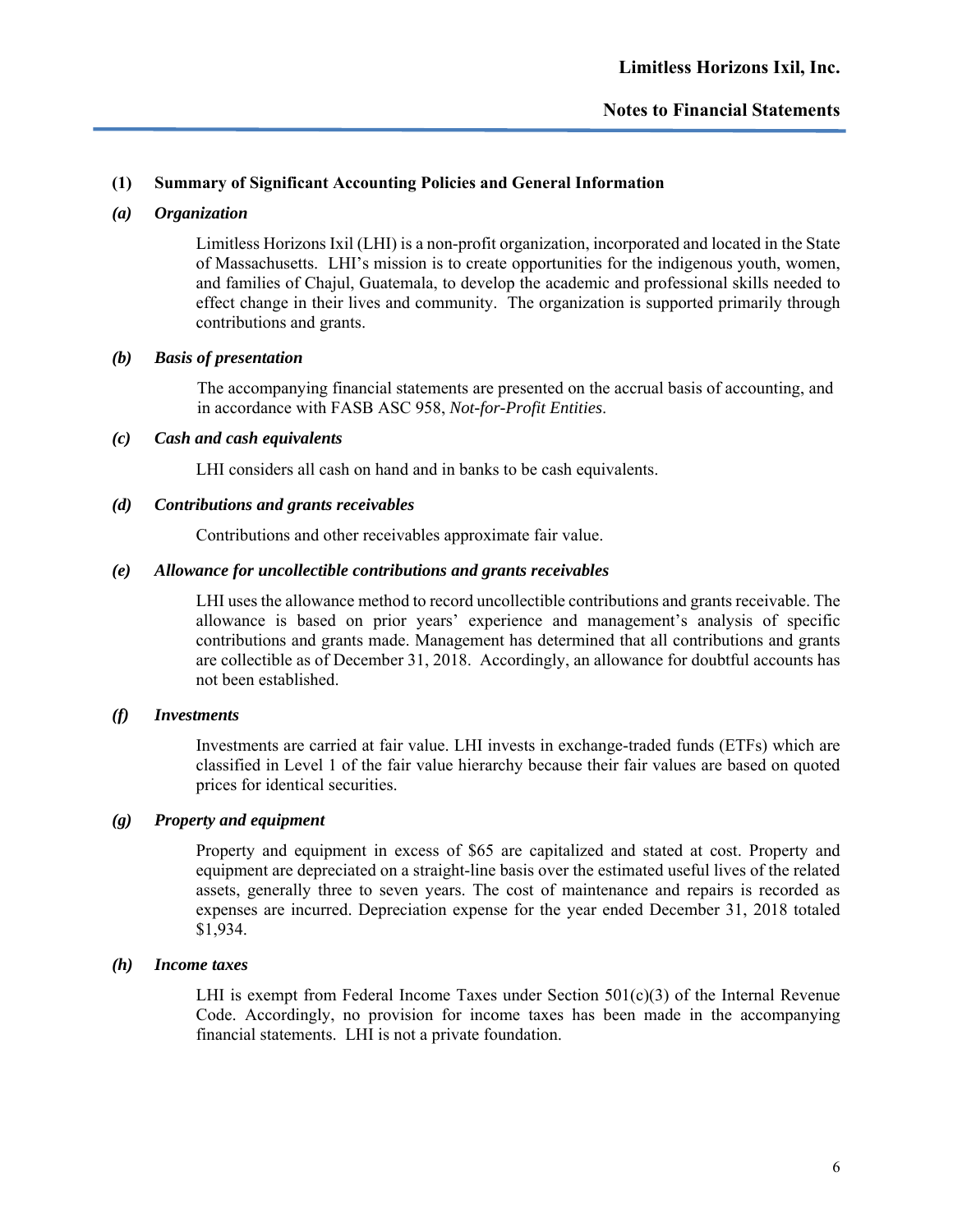## (1) Summary of Significant Accounting Policies and General Information

### *(a) Organization*

Limitless Horizons Ixil (LHI) is a non-profit organization, incorporated and located in the State of Massachusetts. LHI's mission is to create opportunities for the indigenous youth, women, and families of Chajul, Guatemala, to develop the academic and professional skills needed to effect change in their lives and community. The organization is supported primarily through contributions and grants.

### *(b) Basis of presentation*

The accompanying financial statements are presented on the accrual basis of accounting, and in accordance with FASB ASC 958, *Not-for-Profit Entities*.

### *(c) Cash and cash equivalents*

LHI considers all cash on hand and in banks to be cash equivalents.

### *(d) Contributions and grants receivables*

Contributions and other receivables approximate fair value.

### *(e) Allowance for uncollectible contributions and grants receivables*

LHI uses the allowance method to record uncollectible contributions and grants receivable. The allowance is based on prior years' experience and management's analysis of specific contributions and grants made. Management has determined that all contributions and grants are collectible as of December 31, 2018. Accordingly, an allowance for doubtful accounts has not been established.

### *(f) Investments*

Investments are carried at fair value. LHI invests in exchange-traded funds (ETFs) which are classified in Level 1 of the fair value hierarchy because their fair values are based on quoted prices for identical securities.

### *(g) Property and equipment*

Property and equipment in excess of $65 are capitalized and stated at cost. Property and equipment are depreciated on a straight-line basis over the estimated useful lives of the related assets, generally three to seven years. The cost of maintenance and repairs is recorded as expenses are incurred. Depreciation expense for the year ended December 31, 2018 totaled $1,934.

### *(h) Income taxes*

LHI is exempt from Federal Income Taxes under Section 501(c)(3) of the Internal Revenue Code. Accordingly, no provision for income taxes has been made in the accompanying financial statements. LHI is not a private foundation.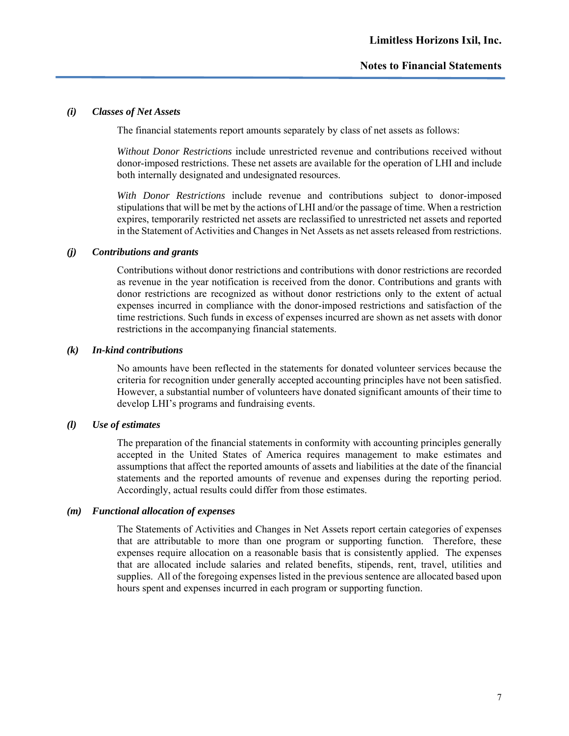### *(i) Classes of Net Assets*

The financial statements report amounts separately by class of net assets as follows:

*Without Donor Restrictions* include unrestricted revenue and contributions received without donor-imposed restrictions. These net assets are available for the operation of LHI and include both internally designated and undesignated resources.

*With Donor Restrictions* include revenue and contributions subject to donor-imposed stipulations that will be met by the actions of LHI and/or the passage of time. When a restriction expires, temporarily restricted net assets are reclassified to unrestricted net assets and reported in the Statement of Activities and Changes in Net Assets as net assets released from restrictions.

### *(j) Contributions and grants*

Contributions without donor restrictions and contributions with donor restrictions are recorded as revenue in the year notification is received from the donor. Contributions and grants with donor restrictions are recognized as without donor restrictions only to the extent of actual expenses incurred in compliance with the donor-imposed restrictions and satisfaction of the time restrictions. Such funds in excess of expenses incurred are shown as net assets with donor restrictions in the accompanying financial statements.

### *(k) In-kind contributions*

No amounts have been reflected in the statements for donated volunteer services because the criteria for recognition under generally accepted accounting principles have not been satisfied. However, a substantial number of volunteers have donated significant amounts of their time to develop LHI's programs and fundraising events.

### *(l) Use of estimates*

The preparation of the financial statements in conformity with accounting principles generally accepted in the United States of America requires management to make estimates and assumptions that affect the reported amounts of assets and liabilities at the date of the financial statements and the reported amounts of revenue and expenses during the reporting period. Accordingly, actual results could differ from those estimates.

### *(m) Functional allocation of expenses*

The Statements of Activities and Changes in Net Assets report certain categories of expenses that are attributable to more than one program or supporting function. Therefore, these expenses require allocation on a reasonable basis that is consistently applied. The expenses that are allocated include salaries and related benefits, stipends, rent, travel, utilities and supplies. All of the foregoing expenses listed in the previous sentence are allocated based upon hours spent and expenses incurred in each program or supporting function.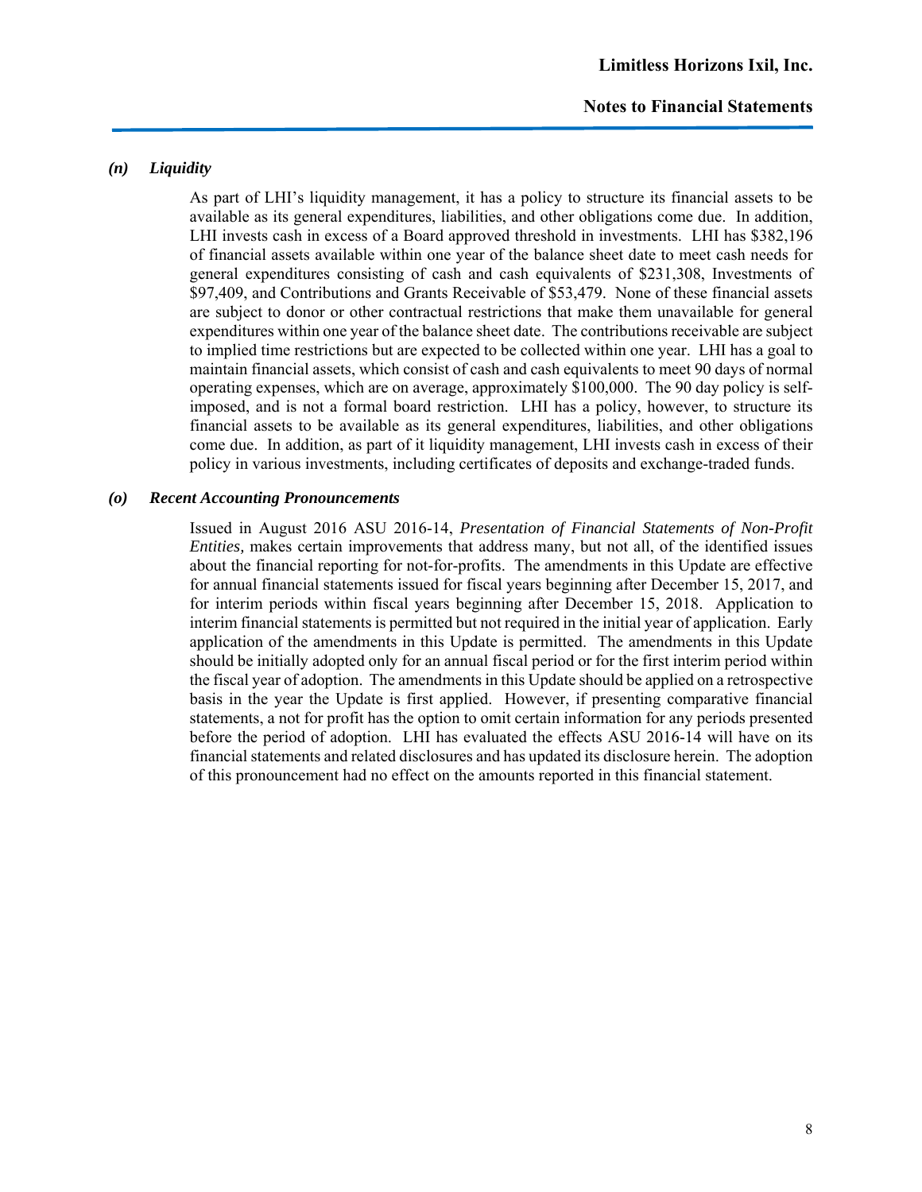### *(n) Liquidity*

As part of LHI's liquidity management, it has a policy to structure its financial assets to be available as its general expenditures, liabilities, and other obligations come due. In addition, LHI invests cash in excess of a Board approved threshold in investments. LHI has $382,196 of financial assets available within one year of the balance sheet date to meet cash needs for general expenditures consisting of cash and cash equivalents of $231,308, Investments of $97,409, and Contributions and Grants Receivable of $53,479. None of these financial assets are subject to donor or other contractual restrictions that make them unavailable for general expenditures within one year of the balance sheet date. The contributions receivable are subject to implied time restrictions but are expected to be collected within one year. LHI has a goal to maintain financial assets, which consist of cash and cash equivalents to meet 90 days of normal operating expenses, which are on average, approximately $100,000. The 90 day policy is self-imposed, and is not a formal board restriction. LHI has a policy, however, to structure its financial assets to be available as its general expenditures, liabilities, and other obligations come due. In addition, as part of it liquidity management, LHI invests cash in excess of their policy in various investments, including certificates of deposits and exchange-traded funds.

### *(o) Recent Accounting Pronouncements*

Issued in August 2016 ASU 2016-14, *Presentation of Financial Statements of Non-Profit Entities,* makes certain improvements that address many, but not all, of the identified issues about the financial reporting for not-for-profits. The amendments in this Update are effective for annual financial statements issued for fiscal years beginning after December 15, 2017, and for interim periods within fiscal years beginning after December 15, 2018. Application to interim financial statements is permitted but not required in the initial year of application. Early application of the amendments in this Update is permitted. The amendments in this Update should be initially adopted only for an annual fiscal period or for the first interim period within the fiscal year of adoption. The amendments in this Update should be applied on a retrospective basis in the year the Update is first applied. However, if presenting comparative financial statements, a not for profit has the option to omit certain information for any periods presented before the period of adoption. LHI has evaluated the effects ASU 2016-14 will have on its financial statements and related disclosures and has updated its disclosure herein. The adoption of this pronouncement had no effect on the amounts reported in this financial statement.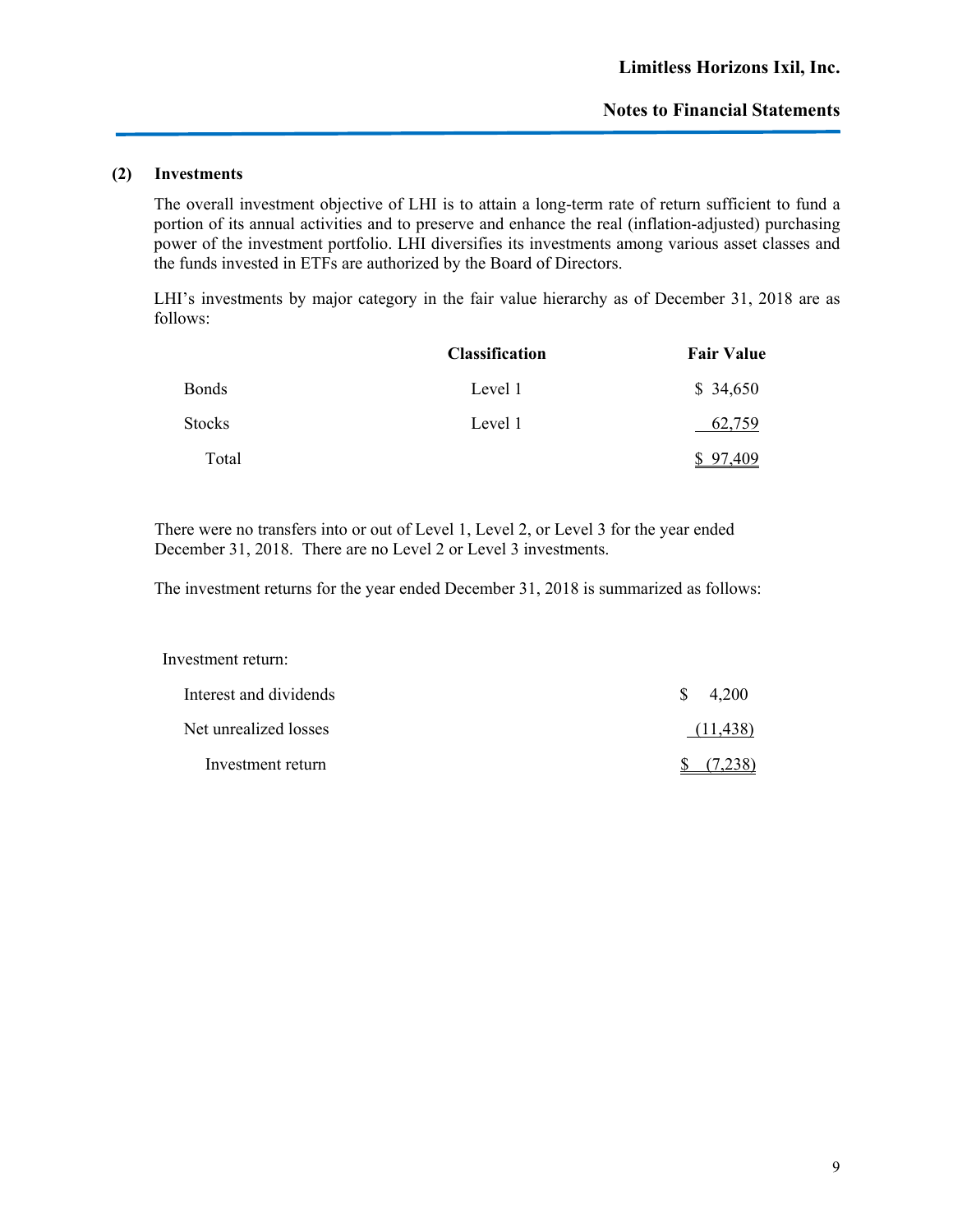## (2) Investments

The overall investment objective of LHI is to attain a long-term rate of return sufficient to fund a portion of its annual activities and to preserve and enhance the real (inflation-adjusted) purchasing power of the investment portfolio. LHI diversifies its investments among various asset classes and the funds invested in ETFs are authorized by the Board of Directors.

LHI's investments by major category in the fair value hierarchy as of December 31, 2018 are as follows:

| | Classification | Fair Value |
|---|---|---|
| Bonds | Level 1 | $ 34,650 |
| Stocks | Level 1 | 62,759 |
| Total | | $ 97,409 |

There were no transfers into or out of Level 1, Level 2, or Level 3 for the year ended December 31, 2018. There are no Level 2 or Level 3 investments.

The investment returns for the year ended December 31, 2018 is summarized as follows:

| Investment return: | |
|---|---|
| Interest and dividends | $ 4,200 |
| Net unrealized losses | (11,438) |
| Investment return | $ (7,238) |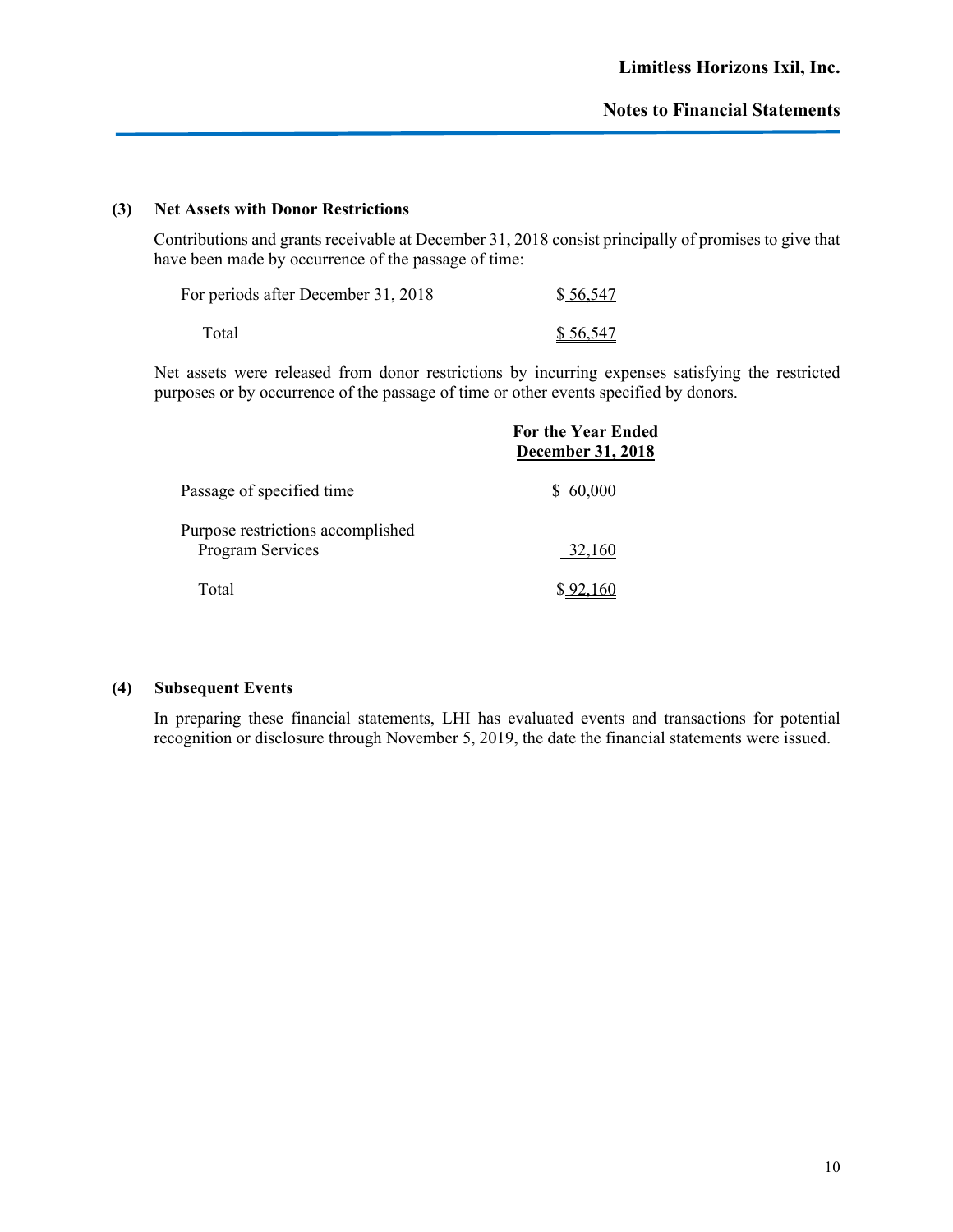### (3) Net Assets with Donor Restrictions

Contributions and grants receivable at December 31, 2018 consist principally of promises to give that have been made by occurrence of the passage of time:

| | |
|---|---|
| For periods after December 31, 2018 | $ 56,547 |
| Total | $ 56,547 |

Net assets were released from donor restrictions by incurring expenses satisfying the restricted purposes or by occurrence of the passage of time or other events specified by donors.

| | For the Year Ended December 31, 2018 |
|---|---|
| Passage of specified time | $ 60,000 |
| Purpose restrictions accomplished<br>Program Services | 32,160 |
| Total | $ 92,160 |

### (4) Subsequent Events

In preparing these financial statements, LHI has evaluated events and transactions for potential recognition or disclosure through November 5, 2019, the date the financial statements were issued.